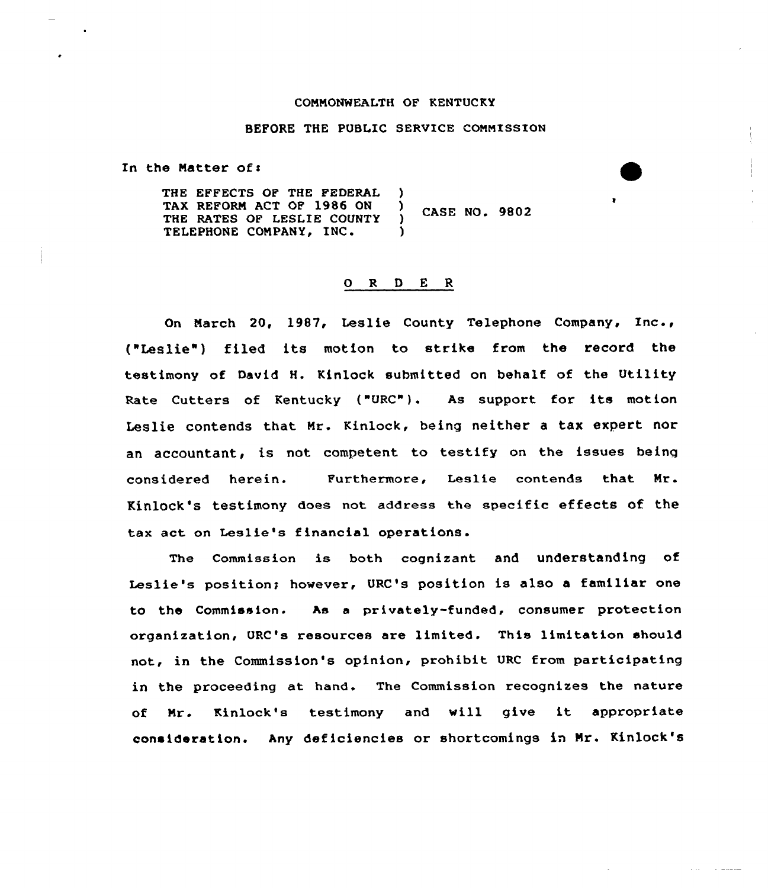COMMONWEALTH OF KENTUCKY

BEFORE THE PUBLIC SERVICE COMMISSION

In the Matter of:

| | | |
|---|---|---|
| THE EFFECTS OF THE FEDERAL TAX REFORM ACT OF 1986 ON THE RATES OF LESLIE COUNTY TELEPHONE COMPANY, INC. | ) ) ) ) | CASE NO. 9802 |

O R D E R

On March 20, 1987, Leslie County Telephone Company, Inc., ("Leslie") filed its motion to strike from the record the testimony of David H. Kinlock submitted on behalf of the Utility Rate Cutters of Kentucky ("URC"). As support for its motion Leslie contends that Mr. Kinlock, being neither a tax expert nor an accountant, is not competent to testify on the issues being considered herein. Furthermore, Leslie contends that Mr. Kinlock's testimony does not address the specific effects of the tax act on Leslie's financial operations.

The Commission is both cognizant and understanding of Leslie's position; however, URC's position is also a familiar one to the Commission. As a privately-funded, consumer protection organization, URC's resources are limited. This limitation should not, in the Commission's opinion, prohibit URC from participating in the proceeding at hand. The Commission recognizes the nature of Mr. Kinlock's testimony and will give it appropriate consideration. Any deficiencies or shortcomings in Mr. Kinlock's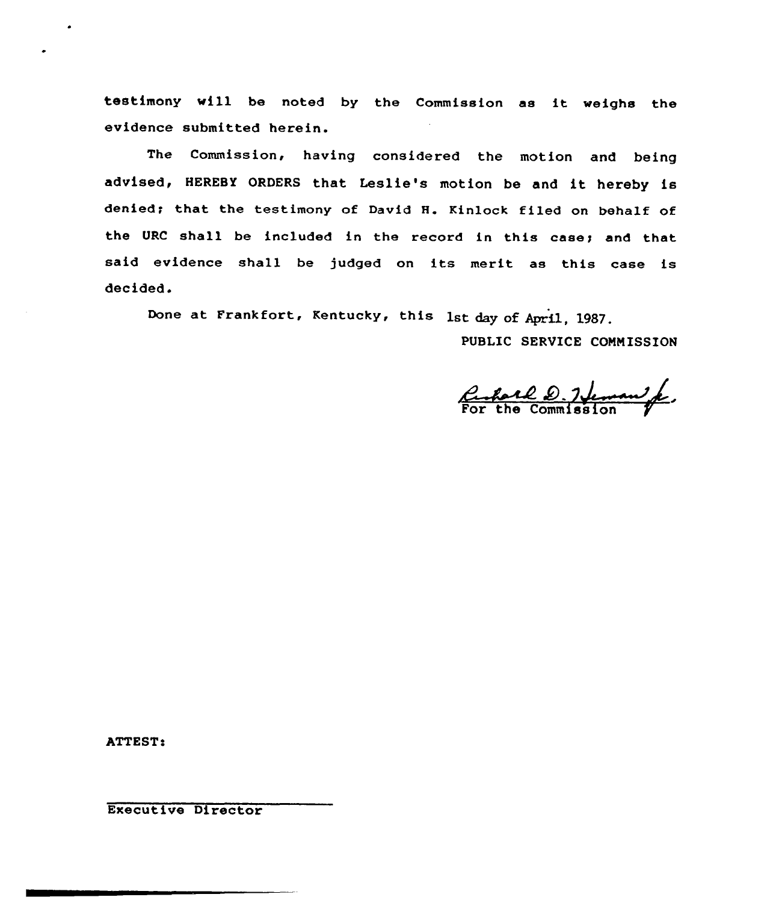testimony will be noted by the Commission as it weighs the evidence submitted herein.

The Commission, having considered the motion and being advised, HEREBY ORDERS that Leslie's motion be and it hereby is denied; that the testimony of David H. Kinlock filed on behalf of the URC shall be included in the record in this case; and that said evidence shall be judged on its merit as this case is decided.

Done at Frankfort, Kentucky, this 1st day of April, 1987.

PUBLIC SERVICE COMMISSION

Richard D. Heman Jr.
For the Commission

ATTEST:

Executive Director